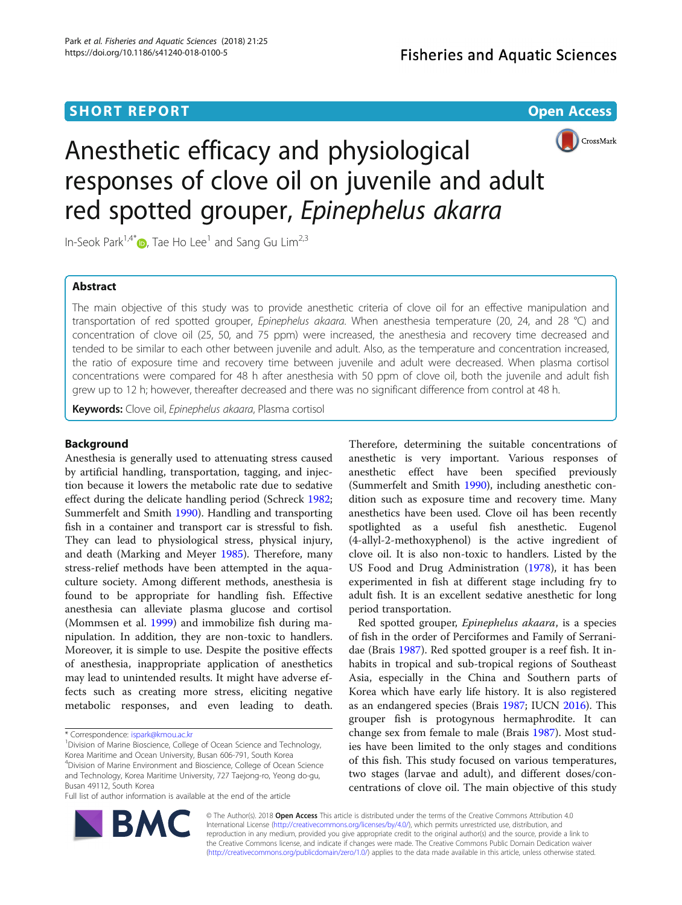SHORT REPORT

Open Access

# Anesthetic efficacy and physiological responses of clove oil on juvenile and adult red spotted grouper, *Epinephelus akarra*

In-Seok Park[1,4*], Tae Ho Lee[1] and Sang Gu Lim[2,3]

## Abstract

The main objective of this study was to provide anesthetic criteria of clove oil for an effective manipulation and transportation of red spotted grouper, *Epinephelus akaara*. When anesthesia temperature (20, 24, and 28 °C) and concentration of clove oil (25, 50, and 75 ppm) were increased, the anesthesia and recovery time decreased and tended to be similar to each other between juvenile and adult. Also, as the temperature and concentration increased, the ratio of exposure time and recovery time between juvenile and adult were decreased. When plasma cortisol concentrations were compared for 48 h after anesthesia with 50 ppm of clove oil, both the juvenile and adult fish grew up to 12 h; however, thereafter decreased and there was no significant difference from control at 48 h.

**Keywords:** Clove oil, *Epinephelus akaara*, Plasma cortisol

## Background

Anesthesia is generally used to attenuating stress caused by artificial handling, transportation, tagging, and injection because it lowers the metabolic rate due to sedative effect during the delicate handling period (Schreck 1982; Summerfelt and Smith 1990). Handling and transporting fish in a container and transport car is stressful to fish. They can lead to physiological stress, physical injury, and death (Marking and Meyer 1985). Therefore, many stress-relief methods have been attempted in the aquaculture society. Among different methods, anesthesia is found to be appropriate for handling fish. Effective anesthesia can alleviate plasma glucose and cortisol (Mommsen et al. 1999) and immobilize fish during manipulation. In addition, they are non-toxic to handlers. Moreover, it is simple to use. Despite the positive effects of anesthesia, inappropriate application of anesthetics may lead to unintended results. It might have adverse effects such as creating more stress, eliciting negative metabolic responses, and even leading to death. Therefore, determining the suitable concentrations of anesthetic is very important. Various responses of anesthetic effect have been specified previously (Summerfelt and Smith 1990), including anesthetic condition such as exposure time and recovery time. Many anesthetics have been used. Clove oil has been recently spotlighted as a useful fish anesthetic. Eugenol (4-allyl-2-methoxyphenol) is the active ingredient of clove oil. It is also non-toxic to handlers. Listed by the US Food and Drug Administration (1978), it has been experimented in fish at different stage including fry to adult fish. It is an excellent sedative anesthetic for long period transportation.

Red spotted grouper, *Epinephelus akaara*, is a species of fish in the order of Perciformes and Family of Serranidae (Brais 1987). Red spotted grouper is a reef fish. It inhabits in tropical and sub-tropical regions of Southeast Asia, especially in the China and Southern parts of Korea which have early life history. It is also registered as an endangered species (Brais 1987; IUCN 2016). This grouper fish is protogynous hermaphrodite. It can change sex from female to male (Brais 1987). Most studies have been limited to the only stages and conditions of this fish. This study focused on various temperatures, two stages (larvae and adult), and different doses/concentrations of clove oil. The main objective of this study

\* Correspondence: ispark@kmou.ac.kr
[1]Division of Marine Bioscience, College of Ocean Science and Technology, Korea Maritime and Ocean University, Busan 606-791, South Korea
[4]Division of Marine Environment and Bioscience, College of Ocean Science and Technology, Korea Maritime University, 727 Taejong-ro, Yeong do-gu, Busan 49112, South Korea
Full list of author information is available at the end of the article

© The Author(s). 2018 **Open Access** This article is distributed under the terms of the Creative Commons Attribution 4.0 International License (http://creativecommons.org/licenses/by/4.0/), which permits unrestricted use, distribution, and reproduction in any medium, provided you give appropriate credit to the original author(s) and the source, provide a link to the Creative Commons license, and indicate if changes were made. The Creative Commons Public Domain Dedication waiver (http://creativecommons.org/publicdomain/zero/1.0/) applies to the data made available in this article, unless otherwise stated.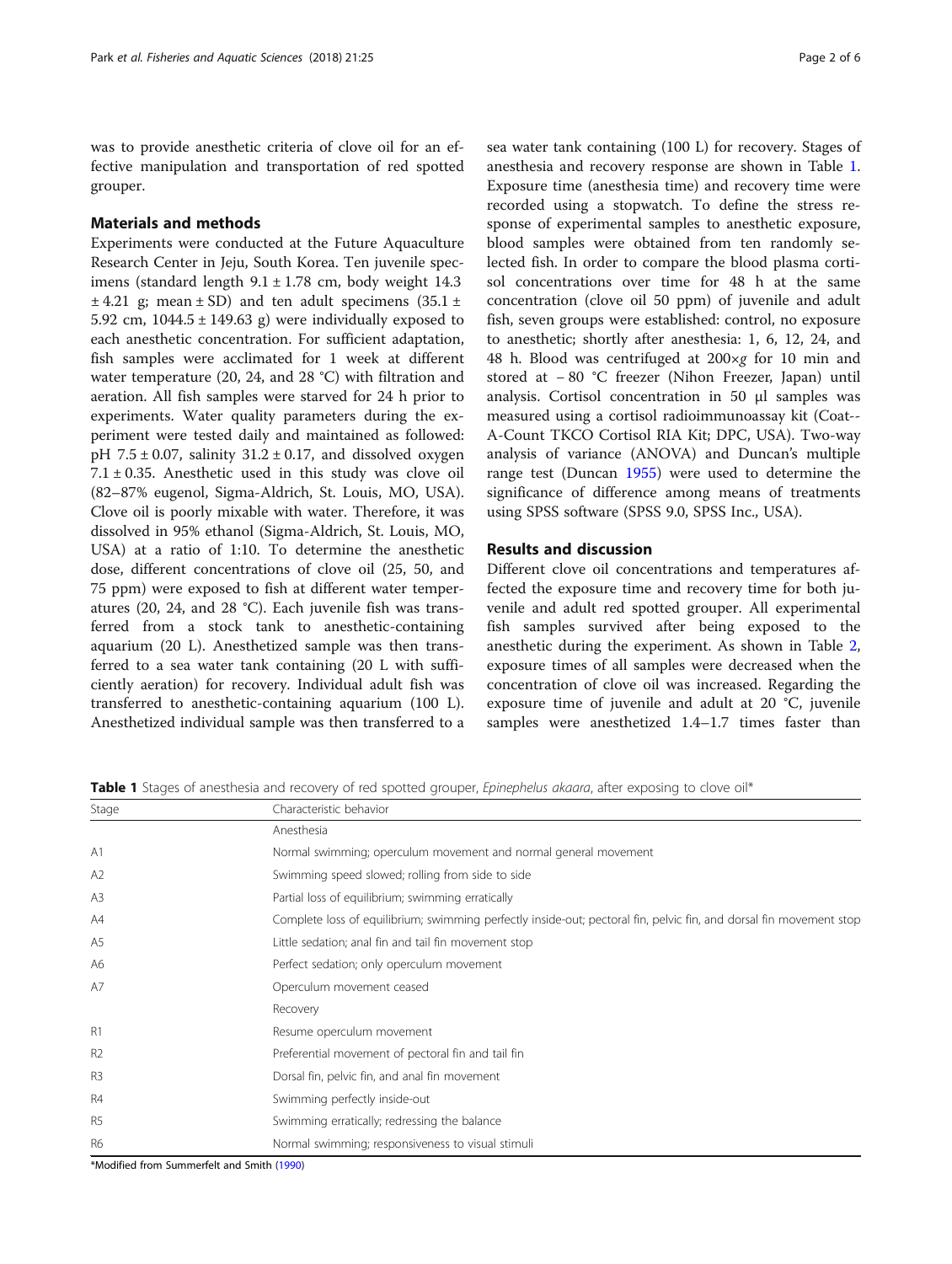was to provide anesthetic criteria of clove oil for an effective manipulation and transportation of red spotted grouper.

## Materials and methods

Experiments were conducted at the Future Aquaculture Research Center in Jeju, South Korea. Ten juvenile specimens (standard length 9.1 ± 1.78 cm, body weight 14.3 ± 4.21 g; mean ± SD) and ten adult specimens (35.1 ± 5.92 cm, 1044.5 ± 149.63 g) were individually exposed to each anesthetic concentration. For sufficient adaptation, fish samples were acclimated for 1 week at different water temperature (20, 24, and 28 °C) with filtration and aeration. All fish samples were starved for 24 h prior to experiments. Water quality parameters during the experiment were tested daily and maintained as followed: pH 7.5 ± 0.07, salinity 31.2 ± 0.17, and dissolved oxygen 7.1 ± 0.35. Anesthetic used in this study was clove oil (82–87% eugenol, Sigma-Aldrich, St. Louis, MO, USA). Clove oil is poorly mixable with water. Therefore, it was dissolved in 95% ethanol (Sigma-Aldrich, St. Louis, MO, USA) at a ratio of 1:10. To determine the anesthetic dose, different concentrations of clove oil (25, 50, and 75 ppm) were exposed to fish at different water temperatures (20, 24, and 28 °C). Each juvenile fish was transferred from a stock tank to anesthetic-containing aquarium (20 L). Anesthetized sample was then transferred to a sea water tank containing (20 L with sufficiently aeration) for recovery. Individual adult fish was transferred to anesthetic-containing aquarium (100 L). Anesthetized individual sample was then transferred to a sea water tank containing (100 L) for recovery. Stages of anesthesia and recovery response are shown in Table 1. Exposure time (anesthesia time) and recovery time were recorded using a stopwatch. To define the stress response of experimental samples to anesthetic exposure, blood samples were obtained from ten randomly selected fish. In order to compare the blood plasma cortisol concentrations over time for 48 h at the same concentration (clove oil 50 ppm) of juvenile and adult fish, seven groups were established: control, no exposure to anesthetic; shortly after anesthesia: 1, 6, 12, 24, and 48 h. Blood was centrifuged at 200×*g* for 10 min and stored at − 80 °C freezer (Nihon Freezer, Japan) until analysis. Cortisol concentration in 50 μl samples was measured using a cortisol radioimmunoassay kit (Coat-A-Count TKCO Cortisol RIA Kit; DPC, USA). Two-way analysis of variance (ANOVA) and Duncan's multiple range test (Duncan 1955) were used to determine the significance of difference among means of treatments using SPSS software (SPSS 9.0, SPSS Inc., USA).

## Results and discussion

Different clove oil concentrations and temperatures affected the exposure time and recovery time for both juvenile and adult red spotted grouper. All experimental fish samples survived after being exposed to the anesthetic during the experiment. As shown in Table 2, exposure times of all samples were decreased when the concentration of clove oil was increased. Regarding the exposure time of juvenile and adult at 20 °C, juvenile samples were anesthetized 1.4–1.7 times faster than

**Table 1** Stages of anesthesia and recovery of red spotted grouper, *Epinephelus akaara*, after exposing to clove oil*

| Stage | Characteristic behavior |
|---|---|
| | Anesthesia |
| A1 | Normal swimming; operculum movement and normal general movement |
| A2 | Swimming speed slowed; rolling from side to side |
| A3 | Partial loss of equilibrium; swimming erratically |
| A4 | Complete loss of equilibrium; swimming perfectly inside-out; pectoral fin, pelvic fin, and dorsal fin movement stop |
| A5 | Little sedation; anal fin and tail fin movement stop |
| A6 | Perfect sedation; only operculum movement |
| A7 | Operculum movement ceased |
| | Recovery |
| R1 | Resume operculum movement |
| R2 | Preferential movement of pectoral fin and tail fin |
| R3 | Dorsal fin, pelvic fin, and anal fin movement |
| R4 | Swimming perfectly inside-out |
| R5 | Swimming erratically; redressing the balance |
| R6 | Normal swimming; responsiveness to visual stimuli |

*Modified from Summerfelt and Smith (1990)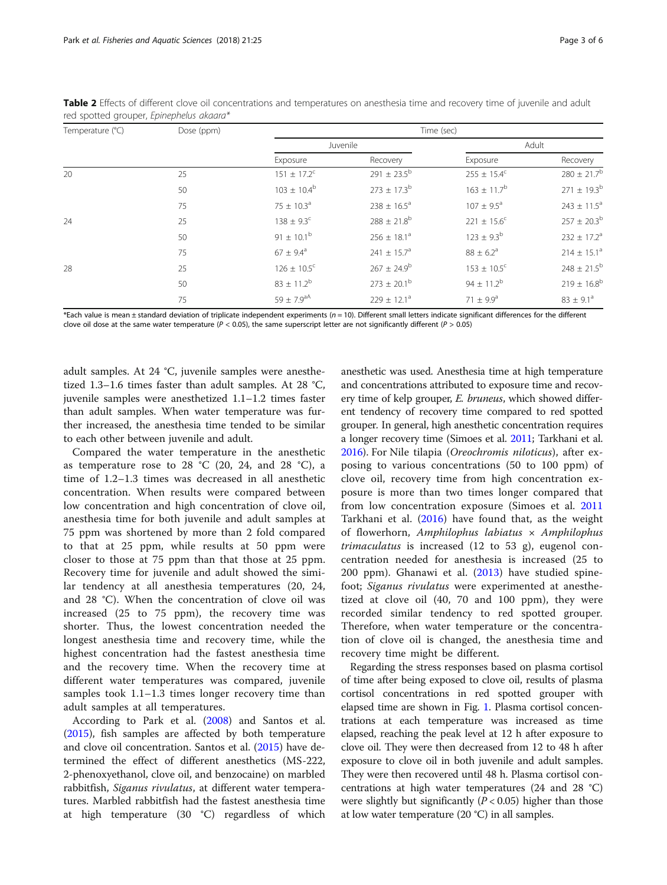**Table 2** Effects of different clove oil concentrations and temperatures on anesthesia time and recovery time of juvenile and adult red spotted grouper, *Epinephelus akaara**

| Temperature (°C) | Dose (ppm) | Time (sec) | | | |
|---|---|---|---|---|---|
| | | Juvenile | | Adult | |
| | | Exposure | Recovery | Exposure | Recovery |
| 20 | 25 | 151 ± 17.2$^{c}$ | 291 ± 23.5$^{b}$ | 255 ± 15.4$^{c}$ | 280 ± 21.7$^{b}$ |
| | 50 | 103 ± 10.4$^{b}$ | 273 ± 17.3$^{b}$ | 163 ± 11.7$^{b}$ | 271 ± 19.3$^{b}$ |
| | 75 | 75 ± 10.3$^{a}$ | 238 ± 16.5$^{a}$ | 107 ± 9.5$^{a}$ | 243 ± 11.5$^{a}$ |
| 24 | 25 | 138 ± 9.3$^{c}$ | 288 ± 21.8$^{b}$ | 221 ± 15.6$^{c}$ | 257 ± 20.3$^{b}$ |
| | 50 | 91 ± 10.1$^{b}$ | 256 ± 18.1$^{a}$ | 123 ± 9.3$^{b}$ | 232 ± 17.2$^{a}$ |
| | 75 | 67 ± 9.4$^{a}$ | 241 ± 15.7$^{a}$ | 88 ± 6.2$^{a}$ | 214 ± 15.1$^{a}$ |
| 28 | 25 | 126 ± 10.5$^{c}$ | 267 ± 24.9$^{b}$ | 153 ± 10.5$^{c}$ | 248 ± 21.5$^{b}$ |
| | 50 | 83 ± 11.2$^{b}$ | 273 ± 20.1$^{b}$ | 94 ± 11.2$^{b}$ | 219 ± 16.8$^{b}$ |
| | 75 | 59 ± 7.9$^{aA}$ | 229 ± 12.1$^{a}$ | 71 ± 9.9$^{a}$ | 83 ± 9.1$^{a}$ |

*Each value is mean ± standard deviation of triplicate independent experiments ($n = 10$). Different small letters indicate significant differences for the different clove oil dose at the same water temperature ($P < 0.05$), the same superscript letter are not significantly different ($P > 0.05$)

adult samples. At 24 °C, juvenile samples were anesthetized 1.3–1.6 times faster than adult samples. At 28 °C, juvenile samples were anesthetized 1.1–1.2 times faster than adult samples. When water temperature was further increased, the anesthesia time tended to be similar to each other between juvenile and adult.

Compared the water temperature in the anesthetic as temperature rose to 28 °C (20, 24, and 28 °C), a time of 1.2–1.3 times was decreased in all anesthetic concentration. When results were compared between low concentration and high concentration of clove oil, anesthesia time for both juvenile and adult samples at 75 ppm was shortened by more than 2 fold compared to that at 25 ppm, while results at 50 ppm were closer to those at 75 ppm than that those at 25 ppm. Recovery time for juvenile and adult showed the similar tendency at all anesthesia temperatures (20, 24, and 28 °C). When the concentration of clove oil was increased (25 to 75 ppm), the recovery time was shorter. Thus, the lowest concentration needed the longest anesthesia time and recovery time, while the highest concentration had the fastest anesthesia time and the recovery time. When the recovery time at different water temperatures was compared, juvenile samples took 1.1–1.3 times longer recovery time than adult samples at all temperatures.

According to Park et al. (2008) and Santos et al. (2015), fish samples are affected by both temperature and clove oil concentration. Santos et al. (2015) have determined the effect of different anesthetics (MS-222, 2-phenoxyethanol, clove oil, and benzocaine) on marbled rabbitfish, *Siganus rivulatus*, at different water temperatures. Marbled rabbitfish had the fastest anesthesia time at high temperature (30 °C) regardless of which anesthetic was used. Anesthesia time at high temperature and concentrations attributed to exposure time and recovery time of kelp grouper, *E. bruneus*, which showed different tendency of recovery time compared to red spotted grouper. In general, high anesthetic concentration requires a longer recovery time (Simoes et al. 2011; Tarkhani et al. 2016). For Nile tilapia (*Oreochromis niloticus*), after exposing to various concentrations (50 to 100 ppm) of clove oil, recovery time from high concentration exposure is more than two times longer compared that from low concentration exposure (Simoes et al. 2011 Tarkhani et al. (2016) have found that, as the weight of flowerhorn, *Amphilophus labiatus* × *Amphilophus trimaculatus* is increased (12 to 53 g), eugenol concentration needed for anesthesia is increased (25 to 200 ppm). Ghanawi et al. (2013) have studied spinefoot; *Siganus rivulatus* were experimented at anesthetized at clove oil (40, 70 and 100 ppm), they were recorded similar tendency to red spotted grouper. Therefore, when water temperature or the concentration of clove oil is changed, the anesthesia time and recovery time might be different.

Regarding the stress responses based on plasma cortisol of time after being exposed to clove oil, results of plasma cortisol concentrations in red spotted grouper with elapsed time are shown in Fig. 1. Plasma cortisol concentrations at each temperature was increased as time elapsed, reaching the peak level at 12 h after exposure to clove oil. They were then decreased from 12 to 48 h after exposure to clove oil in both juvenile and adult samples. They were then recovered until 48 h. Plasma cortisol concentrations at high water temperatures (24 and 28 °C) were slightly but significantly ($P < 0.05$) higher than those at low water temperature (20 °C) in all samples.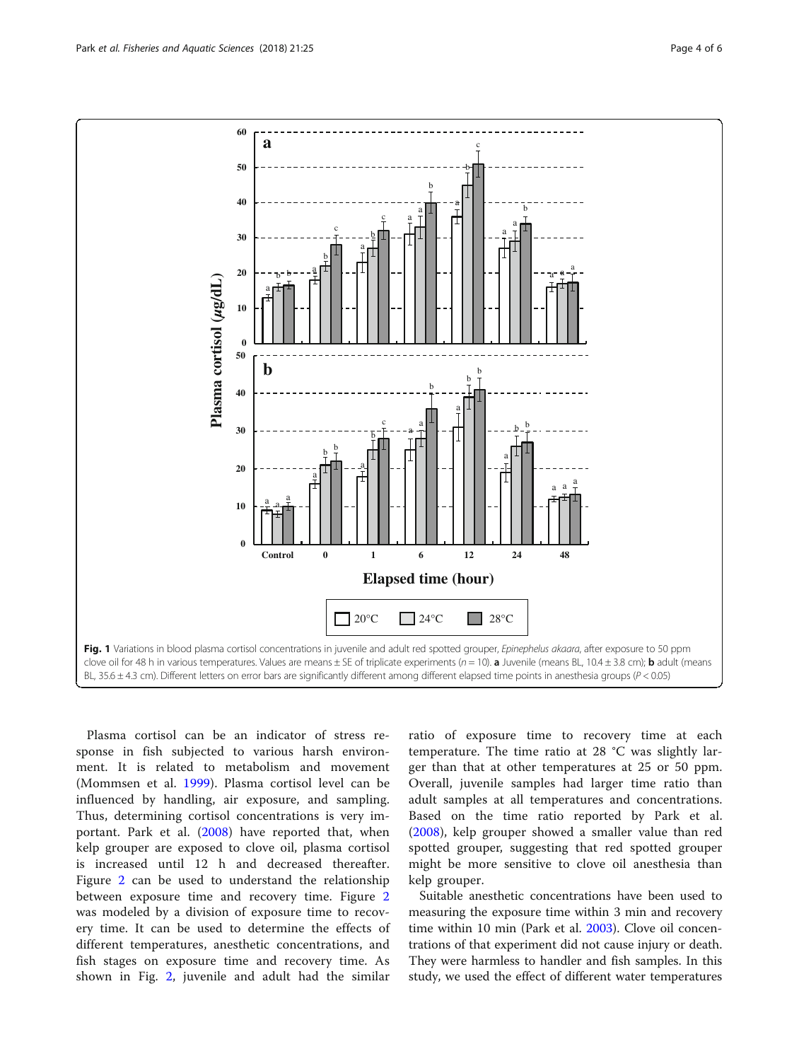Fig. 1 Variations in blood plasma cortisol concentrations in juvenile and adult red spotted grouper, *Epinephelus akaara*, after exposure to 50 ppm clove oil for 48 h in various temperatures. Values are means ± SE of triplicate experiments ($n = 10$). **a** Juvenile (means BL, 10.4 ± 3.8 cm); **b** adult (means BL, 35.6 ± 4.3 cm). Different letters on error bars are significantly different among different elapsed time points in anesthesia groups ($P < 0.05$)

Plasma cortisol can be an indicator of stress response in fish subjected to various harsh environment. It is related to metabolism and movement (Mommsen et al. 1999). Plasma cortisol level can be influenced by handling, air exposure, and sampling. Thus, determining cortisol concentrations is very important. Park et al. (2008) have reported that, when kelp grouper are exposed to clove oil, plasma cortisol is increased until 12 h and decreased thereafter. Figure 2 can be used to understand the relationship between exposure time and recovery time. Figure 2 was modeled by a division of exposure time to recovery time. It can be used to determine the effects of different temperatures, anesthetic concentrations, and fish stages on exposure time and recovery time. As shown in Fig. 2, juvenile and adult had the similar ratio of exposure time to recovery time at each temperature. The time ratio at 28 °C was slightly larger than that at other temperatures at 25 or 50 ppm. Overall, juvenile samples had larger time ratio than adult samples at all temperatures and concentrations. Based on the time ratio reported by Park et al. (2008), kelp grouper showed a smaller value than red spotted grouper, suggesting that red spotted grouper might be more sensitive to clove oil anesthesia than kelp grouper.

Suitable anesthetic concentrations have been used to measuring the exposure time within 3 min and recovery time within 10 min (Park et al. 2003). Clove oil concentrations of that experiment did not cause injury or death. They were harmless to handler and fish samples. In this study, we used the effect of different water temperatures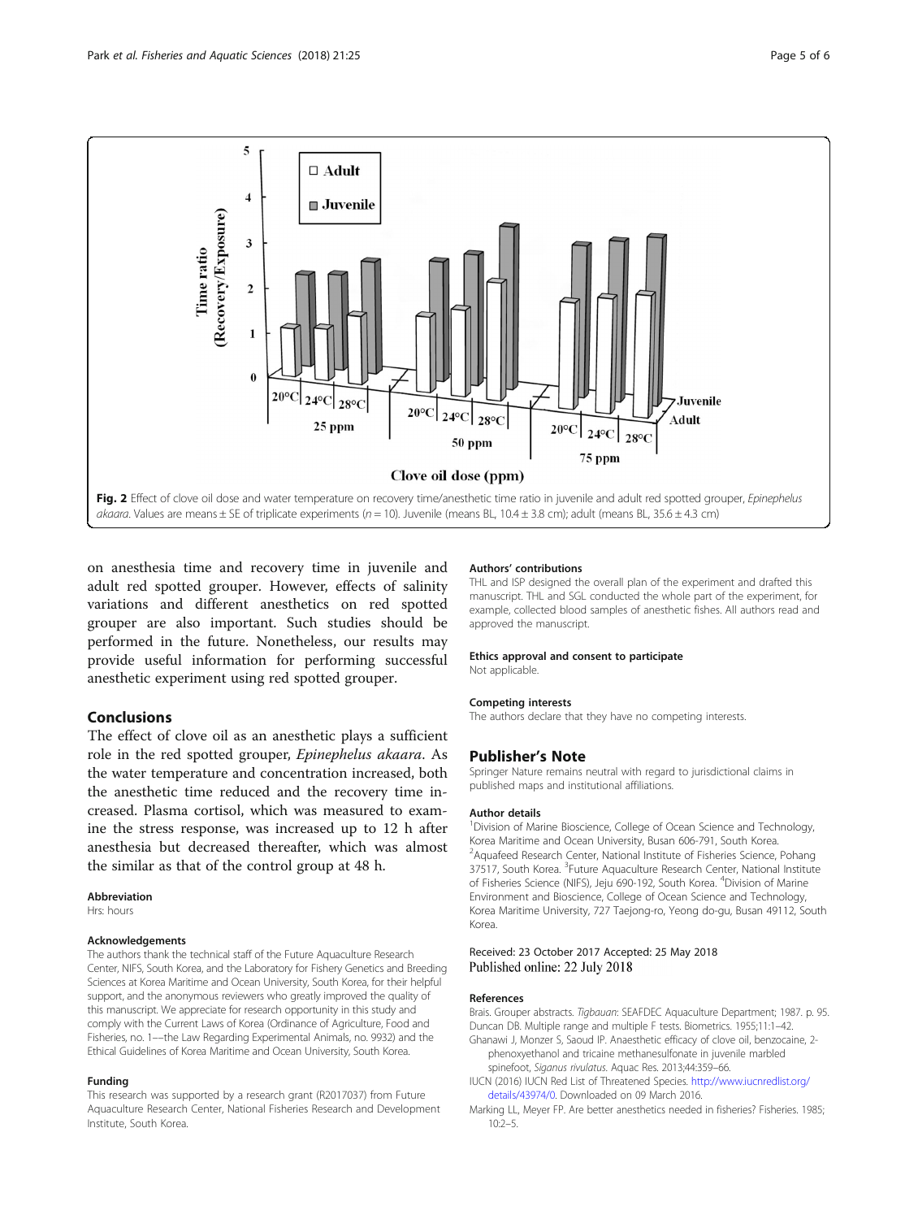Fig. 2 Effect of clove oil dose and water temperature on recovery time/anesthetic time ratio in juvenile and adult red spotted grouper, *Epinephelus akaara*. Values are means ± SE of triplicate experiments (n = 10). Juvenile (means BL, 10.4 ± 3.8 cm); adult (means BL, 35.6 ± 4.3 cm)

on anesthesia time and recovery time in juvenile and adult red spotted grouper. However, effects of salinity variations and different anesthetics on red spotted grouper are also important. Such studies should be performed in the future. Nonetheless, our results may provide useful information for performing successful anesthetic experiment using red spotted grouper.

## Conclusions

The effect of clove oil as an anesthetic plays a sufficient role in the red spotted grouper, *Epinephelus akaara*. As the water temperature and concentration increased, both the anesthetic time reduced and the recovery time increased. Plasma cortisol, which was measured to examine the stress response, was increased up to 12 h after anesthesia but decreased thereafter, which was almost the similar as that of the control group at 48 h.

### Abbreviation

Hrs: hours

### Acknowledgements

The authors thank the technical staff of the Future Aquaculture Research Center, NIFS, South Korea, and the Laboratory for Fishery Genetics and Breeding Sciences at Korea Maritime and Ocean University, South Korea, for their helpful support, and the anonymous reviewers who greatly improved the quality of this manuscript. We appreciate for research opportunity in this study and comply with the Current Laws of Korea (Ordinance of Agriculture, Food and Fisheries, no. 1—the Law Regarding Experimental Animals, no. 9932) and the Ethical Guidelines of Korea Maritime and Ocean University, South Korea.

### Funding

This research was supported by a research grant (R2017037) from Future Aquaculture Research Center, National Fisheries Research and Development Institute, South Korea.

### Authors' contributions

THL and ISP designed the overall plan of the experiment and drafted this manuscript. THL and SGL conducted the whole part of the experiment, for example, collected blood samples of anesthetic fishes. All authors read and approved the manuscript.

### Ethics approval and consent to participate

Not applicable.

### Competing interests

The authors declare that they have no competing interests.

## Publisher's Note

Springer Nature remains neutral with regard to jurisdictional claims in published maps and institutional affiliations.

### Author details

[1]Division of Marine Bioscience, College of Ocean Science and Technology, Korea Maritime and Ocean University, Busan 606-791, South Korea. [2]Aquafeed Research Center, National Institute of Fisheries Science, Pohang 37517, South Korea. [3]Future Aquaculture Research Center, National Institute of Fisheries Science (NIFS), Jeju 690-192, South Korea. [4]Division of Marine Environment and Bioscience, College of Ocean Science and Technology, Korea Maritime University, 727 Taejong-ro, Yeong do-gu, Busan 49112, South Korea.

Received: 23 October 2017 Accepted: 25 May 2018
Published online: 22 July 2018

### References

Brais. Grouper abstracts. *Tigbauan*: SEAFDEC Aquaculture Department; 1987. p. 95.

Duncan DB. Multiple range and multiple F tests. Biometrics. 1955;11:1–42.

Ghanawi J, Monzer S, Saoud IP. Anaesthetic efficacy of clove oil, benzocaine, 2-phenoxyethanol and tricaine methanesulfonate in juvenile marbled spinefoot, *Siganus rivulatus*. Aquac Res. 2013;44:359–66.

IUCN (2016) IUCN Red List of Threatened Species. http://www.iucnredlist.org/details/43974/0. Downloaded on 09 March 2016.

Marking LL, Meyer FP. Are better anesthetics needed in fisheries? Fisheries. 1985;10:2–5.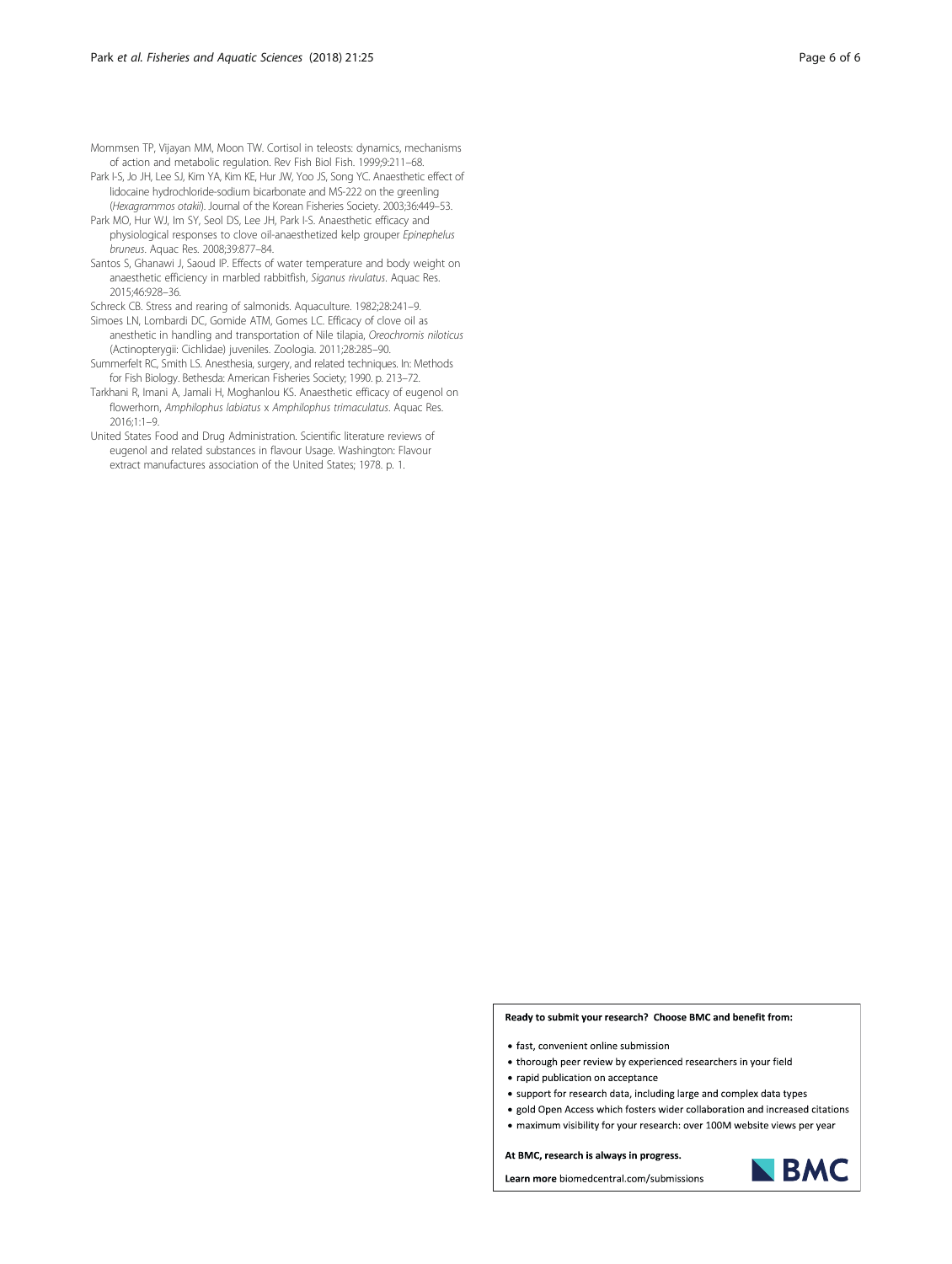Mommsen TP, Vijayan MM, Moon TW. Cortisol in teleosts: dynamics, mechanisms of action and metabolic regulation. Rev Fish Biol Fish. 1999;9:211–68.

Park I-S, Jo JH, Lee SJ, Kim YA, Kim KE, Hur JW, Yoo JS, Song YC. Anaesthetic effect of lidocaine hydrochloride-sodium bicarbonate and MS-222 on the greenling (*Hexagrammos otakii*). Journal of the Korean Fisheries Society. 2003;36:449–53.

Park MO, Hur WJ, Im SY, Seol DS, Lee JH, Park I-S. Anaesthetic efficacy and physiological responses to clove oil-anaesthetized kelp grouper *Epinephelus bruneus*. Aquac Res. 2008;39:877–84.

Santos S, Ghanawi J, Saoud IP. Effects of water temperature and body weight on anaesthetic efficiency in marbled rabbitfish, *Siganus rivulatus*. Aquac Res. 2015;46:928–36.

Schreck CB. Stress and rearing of salmonids. Aquaculture. 1982;28:241–9.

Simoes LN, Lombardi DC, Gomide ATM, Gomes LC. Efficacy of clove oil as anesthetic in handling and transportation of Nile tilapia, *Oreochromis niloticus* (Actinopterygii: Cichlidae) juveniles. Zoologia. 2011;28:285–90.

Summerfelt RC, Smith LS. Anesthesia, surgery, and related techniques. In: Methods for Fish Biology. Bethesda: American Fisheries Society; 1990. p. 213–72.

Tarkhani R, Imani A, Jamali H, Moghanlou KS. Anaesthetic efficacy of eugenol on flowerhorn, *Amphilophus labiatus* x *Amphilophus trimaculatus*. Aquac Res. 2016;1:1–9.

United States Food and Drug Administration. Scientific literature reviews of eugenol and related substances in flavour Usage. Washington: Flavour extract manufactures association of the United States; 1978. p. 1.

**Ready to submit your research? Choose BMC and benefit from:**

- fast, convenient online submission
- thorough peer review by experienced researchers in your field
- rapid publication on acceptance
- support for research data, including large and complex data types
- gold Open Access which fosters wider collaboration and increased citations
- maximum visibility for your research: over 100M website views per year

**At BMC, research is always in progress.**

**Learn more** biomedcentral.com/submissions

BMC